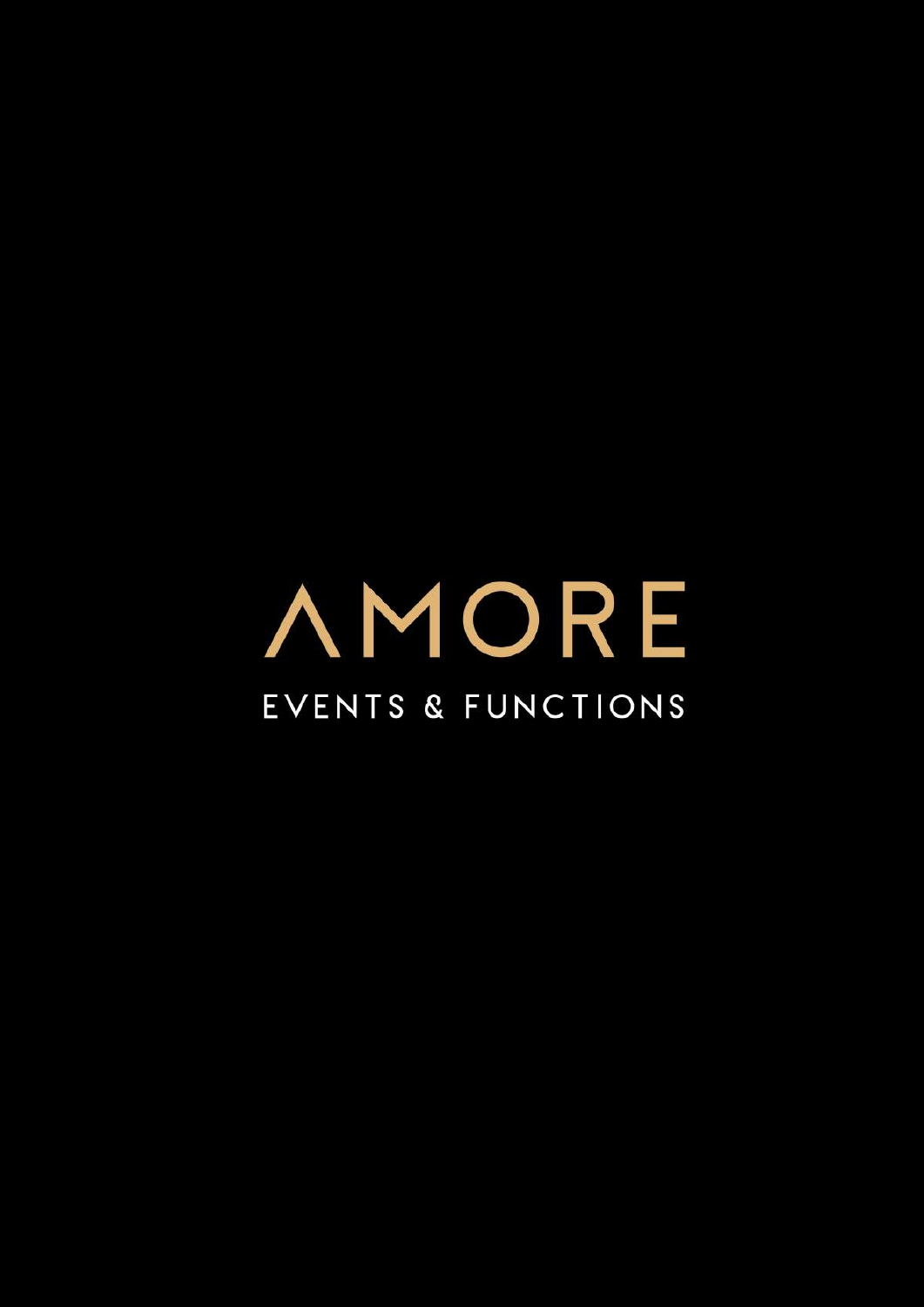# AMORE

EVENTS & FUNCTIONS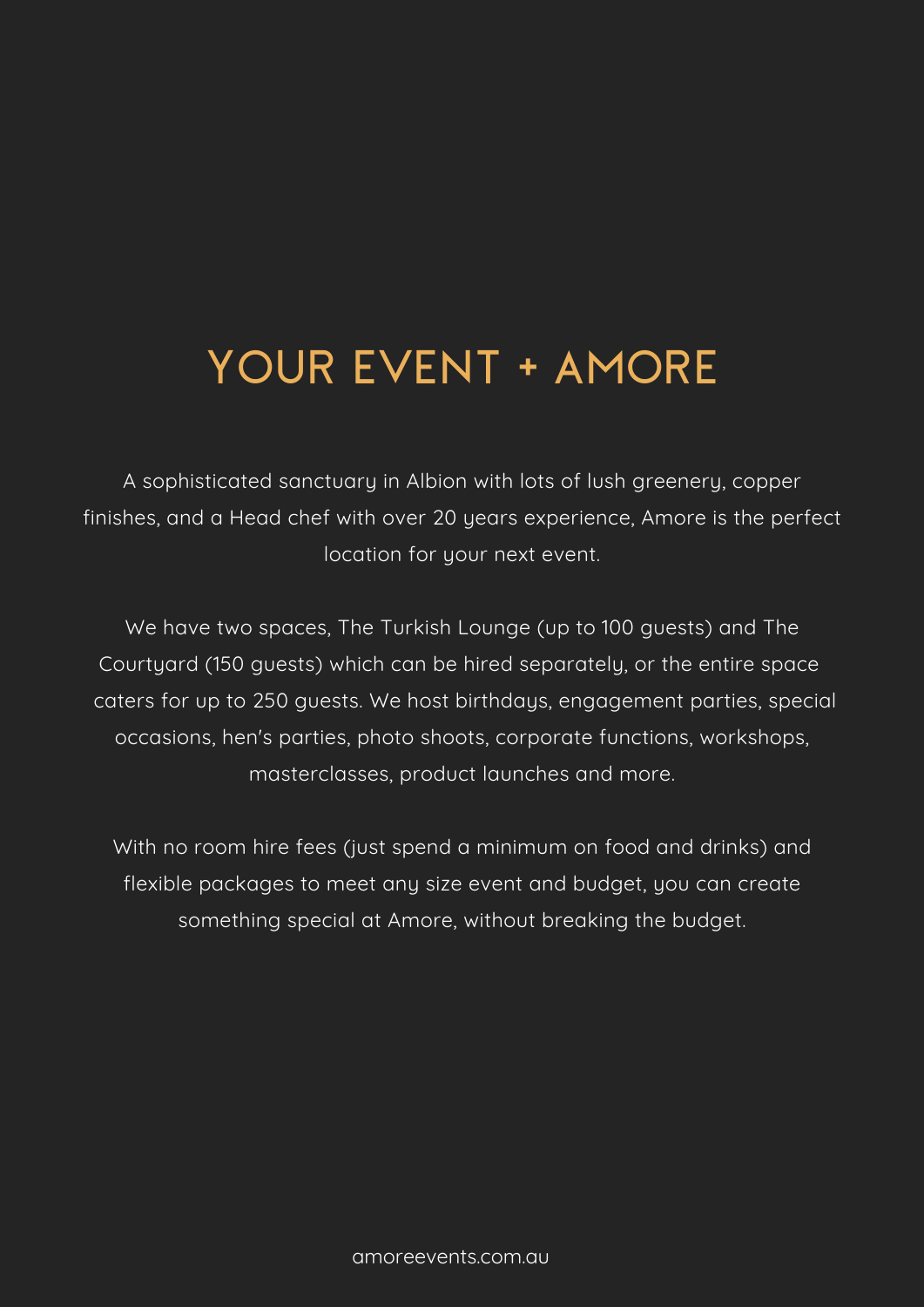# YOUR EVENT + AMORE

A sophisticated sanctuary in Albion with lots of lush greenery, copper finishes, and a Head chef with over 20 years experience, Amore is the perfect location for your next event.

We have two spaces, The Turkish Lounge (up to 100 guests) and The Courtyard (150 guests) which can be hired separately, or the entire space caters for up to 250 guests. We host birthdays, engagement parties, special occasions, hen's parties, photo shoots, corporate functions, workshops, masterclasses, product launches and more.

With no room hire fees (just spend a minimum on food and drinks) and flexible packages to meet any size event and budget, you can create something special at Amore, without breaking the budget.

amoreevents.com.au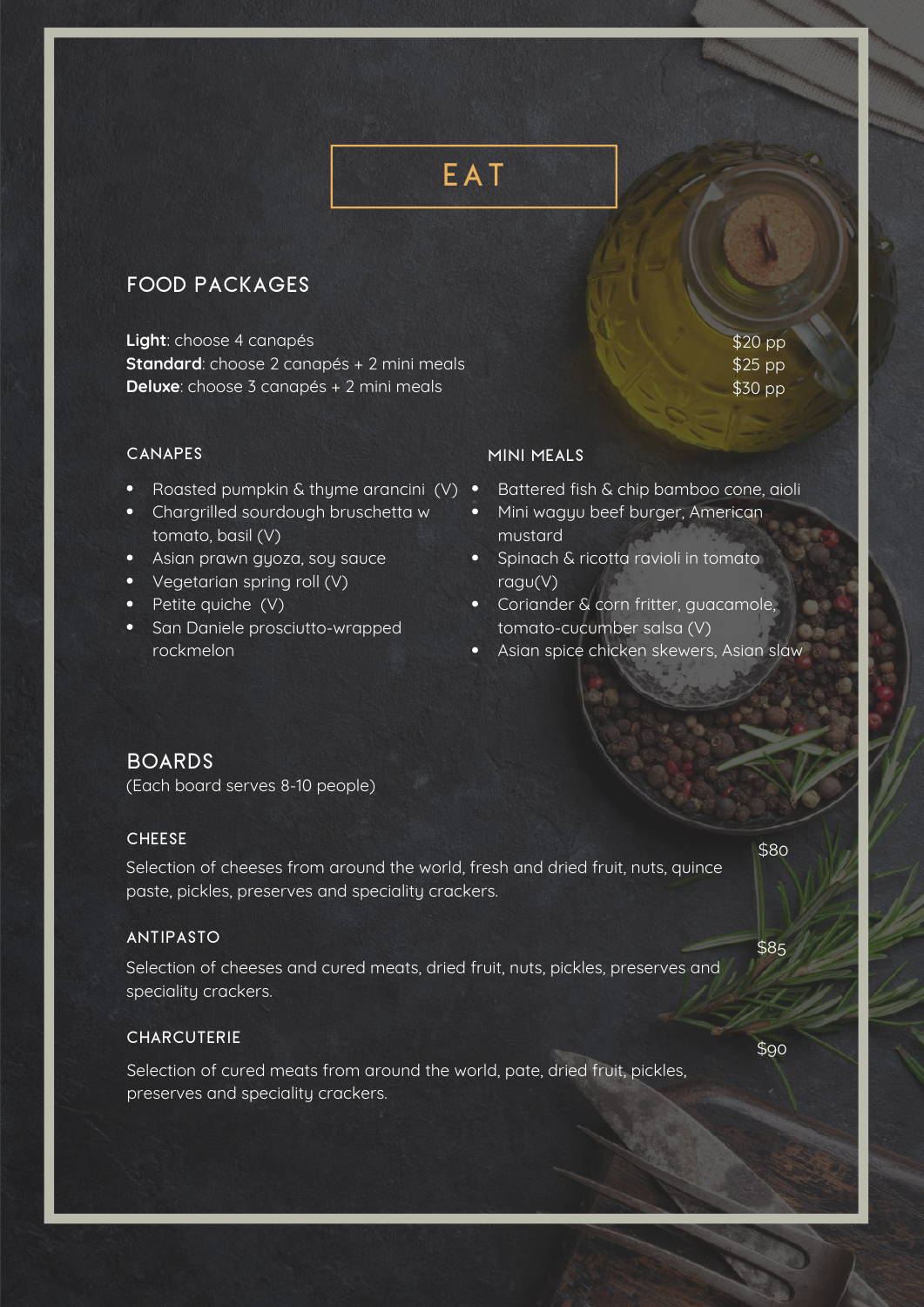# EAT

## FOOD PACKAGES

**Light**: choose 4 canapés $20 pp
**Standard**: choose 2 canapés + 2 mini meals $25 pp
**Deluxe**: choose 3 canapés + 2 mini meals $30 pp

### CANAPES

- Roasted pumpkin & thyme arancini (V)
- Chargrilled sourdough bruschetta w tomato, basil (V)
- Asian prawn gyoza, soy sauce
- Vegetarian spring roll (V)
- Petite quiche (V)
- San Daniele prosciutto-wrapped rockmelon

### MINI MEALS

- Battered fish & chip bamboo cone, aioli
- Mini wagyu beef burger, American mustard
- Spinach & ricotta ravioli in tomato ragu(V)
- Coriander & corn fritter, guacamole, tomato-cucumber salsa (V)
- Asian spice chicken skewers, Asian slaw

## BOARDS

(Each board serves 8-10 people)

### CHEESE $80

Selection of cheeses from around the world, fresh and dried fruit, nuts, quince paste, pickles, preserves and speciality crackers.

### ANTIPASTO $85

Selection of cheeses and cured meats, dried fruit, nuts, pickles, preserves and speciality crackers.

### CHARCUTERIE $90

Selection of cured meats from around the world, pate, dried fruit, pickles, preserves and speciality crackers.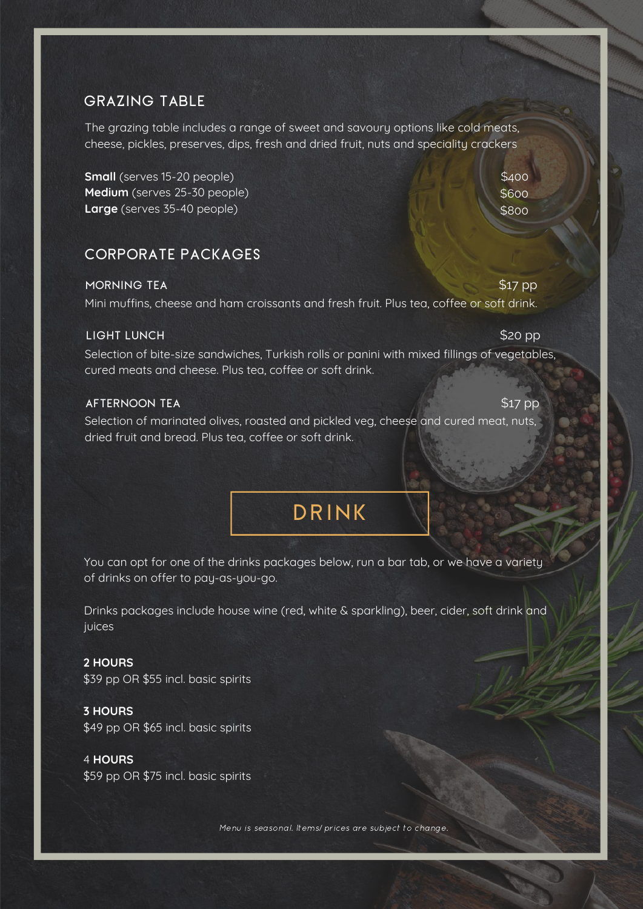## GRAZING TABLE

The grazing table includes a range of sweet and savoury options like cold meats, cheese, pickles, preserves, dips, fresh and dried fruit, nuts and speciality crackers

**Small** (serves 15-20 people) $400
**Medium** (serves 25-30 people) $600
**Large** (serves 35-40 people) $800

## CORPORATE PACKAGES

### MORNING TEA $17 pp

Mini muffins, cheese and ham croissants and fresh fruit. Plus tea, coffee or soft drink.

### LIGHT LUNCH $20 pp

Selection of bite-size sandwiches, Turkish rolls or panini with mixed fillings of vegetables, cured meats and cheese. Plus tea, coffee or soft drink.

### AFTERNOON TEA $17 pp

Selection of marinated olives, roasted and pickled veg, cheese and cured meat, nuts, dried fruit and bread. Plus tea, coffee or soft drink.

# DRINK

You can opt for one of the drinks packages below, run a bar tab, or we have a variety of drinks on offer to pay-as-you-go.

Drinks packages include house wine (red, white & sparkling), beer, cider, soft drink and juices

**2 HOURS**
$39 pp OR $55 incl. basic spirits

**3 HOURS**
$49 pp OR $65 incl. basic spirits

4 **HOURS**
$59 pp OR $75 incl. basic spirits

*Menu is seasonal. Items/ prices are subject to change.*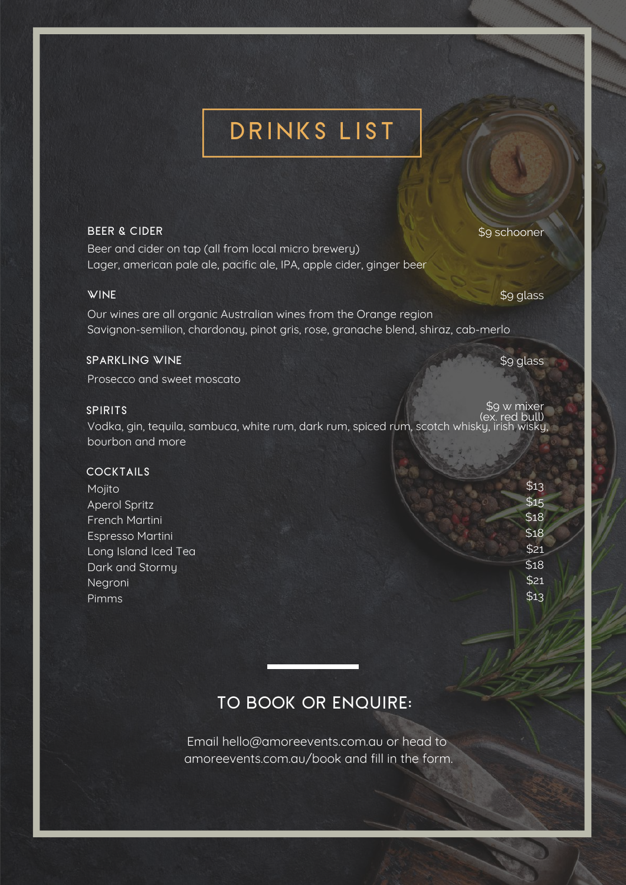# DRINKS LIST

## BEER & CIDER

$9 schooner

Beer and cider on tap (all from local micro brewery)
Lager, american pale ale, pacific ale, IPA, apple cider, ginger beer

## WINE

$9 glass

Our wines are all organic Australian wines from the Orange region
Savignon-semilion, chardonay, pinot gris, rose, granache blend, shiraz, cab-merlo

## SPARKLING WINE

$9 glass

Prosecco and sweet moscato

## SPIRITS

$9 w mixer
(ex. red bull)

Vodka, gin, tequila, sambuca, white rum, dark rum, spiced rum, scotch whisky, irish wisky, bourbon and more

## COCKTAILS

| | |
|---|---|
| Mojito | $13 |
| Aperol Spritz | $15 |
| French Martini | $18 |
| Espresso Martini | $18 |
| Long Island Iced Tea | $21 |
| Dark and Stormy | $18 |
| Negroni | $21 |
| Pimms | $13 |

## TO BOOK OR ENQUIRE:

Email hello@amoreevents.com.au or head to amoreevents.com.au/book and fill in the form.